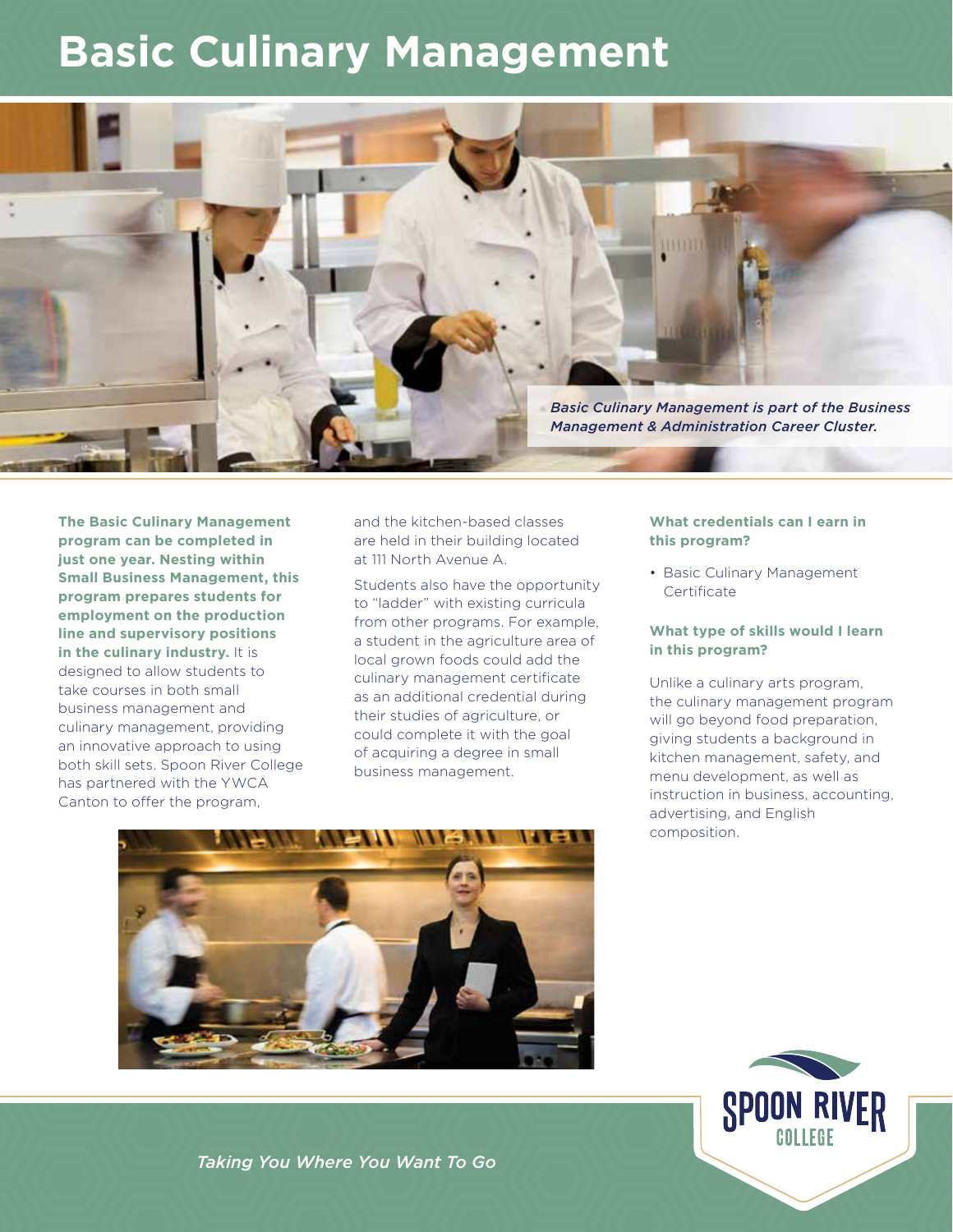# Basic Culinary Management

*Basic Culinary Management is part of the Business Management & Administration Career Cluster.*

**The Basic Culinary Management program can be completed in just one year. Nesting within Small Business Management, this program prepares students for employment on the production line and supervisory positions in the culinary industry.** It is designed to allow students to take courses in both small business management and culinary management, providing an innovative approach to using both skill sets. Spoon River College has partnered with the YWCA Canton to offer the program, and the kitchen-based classes are held in their building located at 111 North Avenue A.

Students also have the opportunity to "ladder" with existing curricula from other programs. For example, a student in the agriculture area of local grown foods could add the culinary management certificate as an additional credential during their studies of agriculture, or could complete it with the goal of acquiring a degree in small business management.

### What credentials can I earn in this program?

- Basic Culinary Management Certificate

### What type of skills would I learn in this program?

Unlike a culinary arts program, the culinary management program will go beyond food preparation, giving students a background in kitchen management, safety, and menu development, as well as instruction in business, accounting, advertising, and English composition.

SPOON RIVER COLLEGE

*Taking You Where You Want To Go*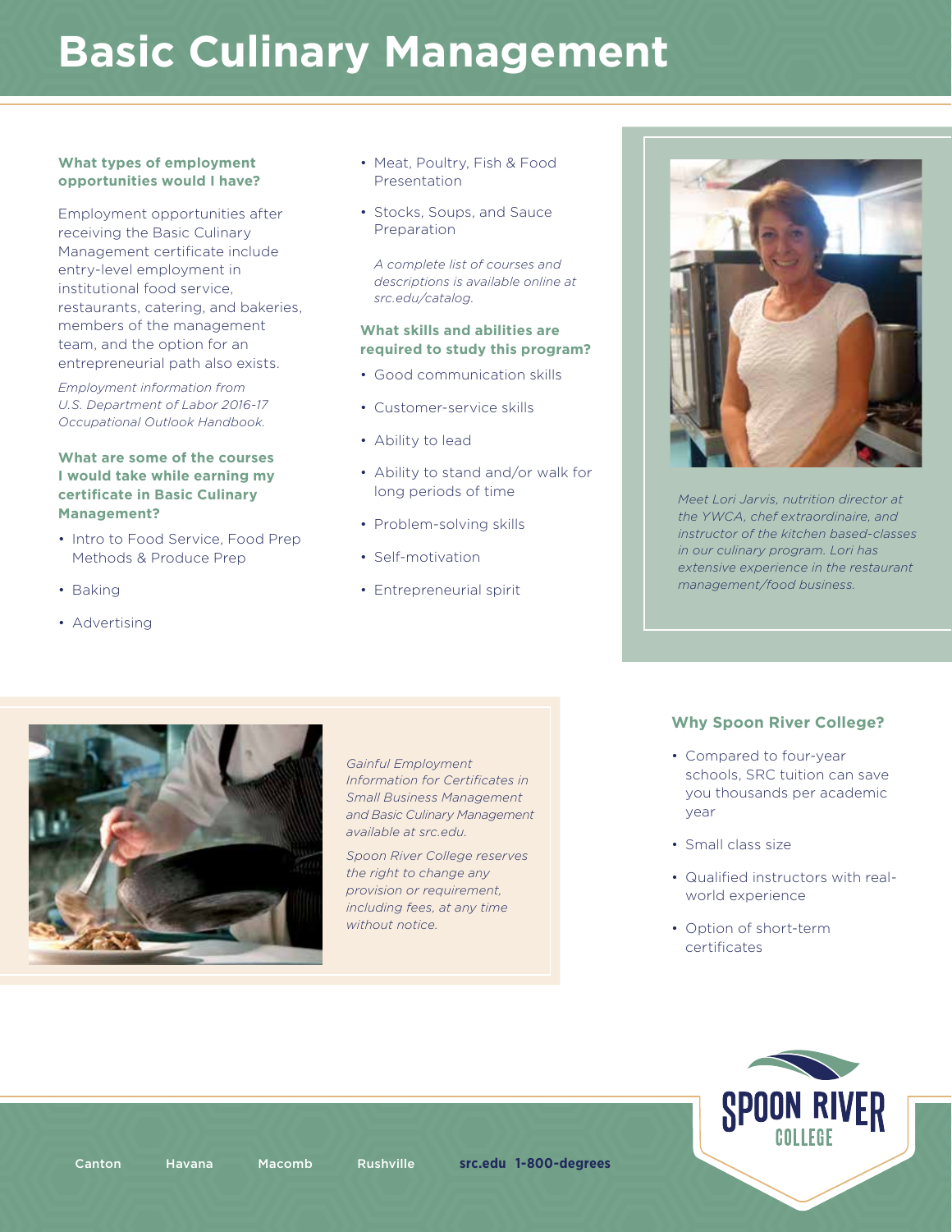# Basic Culinary Management

### What types of employment opportunities would I have?

Employment opportunities after receiving the Basic Culinary Management certificate include entry-level employment in institutional food service, restaurants, catering, and bakeries, members of the management team, and the option for an entrepreneurial path also exists.

*Employment information from U.S. Department of Labor 2016-17 Occupational Outlook Handbook.*

### What are some of the courses I would take while earning my certificate in Basic Culinary Management?

- Intro to Food Service, Food Prep Methods & Produce Prep
- Baking
- Advertising
- Meat, Poultry, Fish & Food Presentation
- Stocks, Soups, and Sauce Preparation

*A complete list of courses and descriptions is available online at src.edu/catalog.*

### What skills and abilities are required to study this program?

- Good communication skills
- Customer-service skills
- Ability to lead
- Ability to stand and/or walk for long periods of time
- Problem-solving skills
- Self-motivation
- Entrepreneurial spirit

*Meet Lori Jarvis, nutrition director at the YWCA, chef extraordinaire, and instructor of the kitchen based-classes in our culinary program. Lori has extensive experience in the restaurant management/food business.*

*Gainful Employment Information for Certificates in Small Business Management and Basic Culinary Management available at src.edu.*

*Spoon River College reserves the right to change any provision or requirement, including fees, at any time without notice.*

### Why Spoon River College?

- Compared to four-year schools, SRC tuition can save you thousands per academic year
- Small class size
- Qualified instructors with real-world experience
- Option of short-term certificates

Canton Havana Macomb Rushville **src.edu 1-800-degrees**

SPOON RIVER COLLEGE